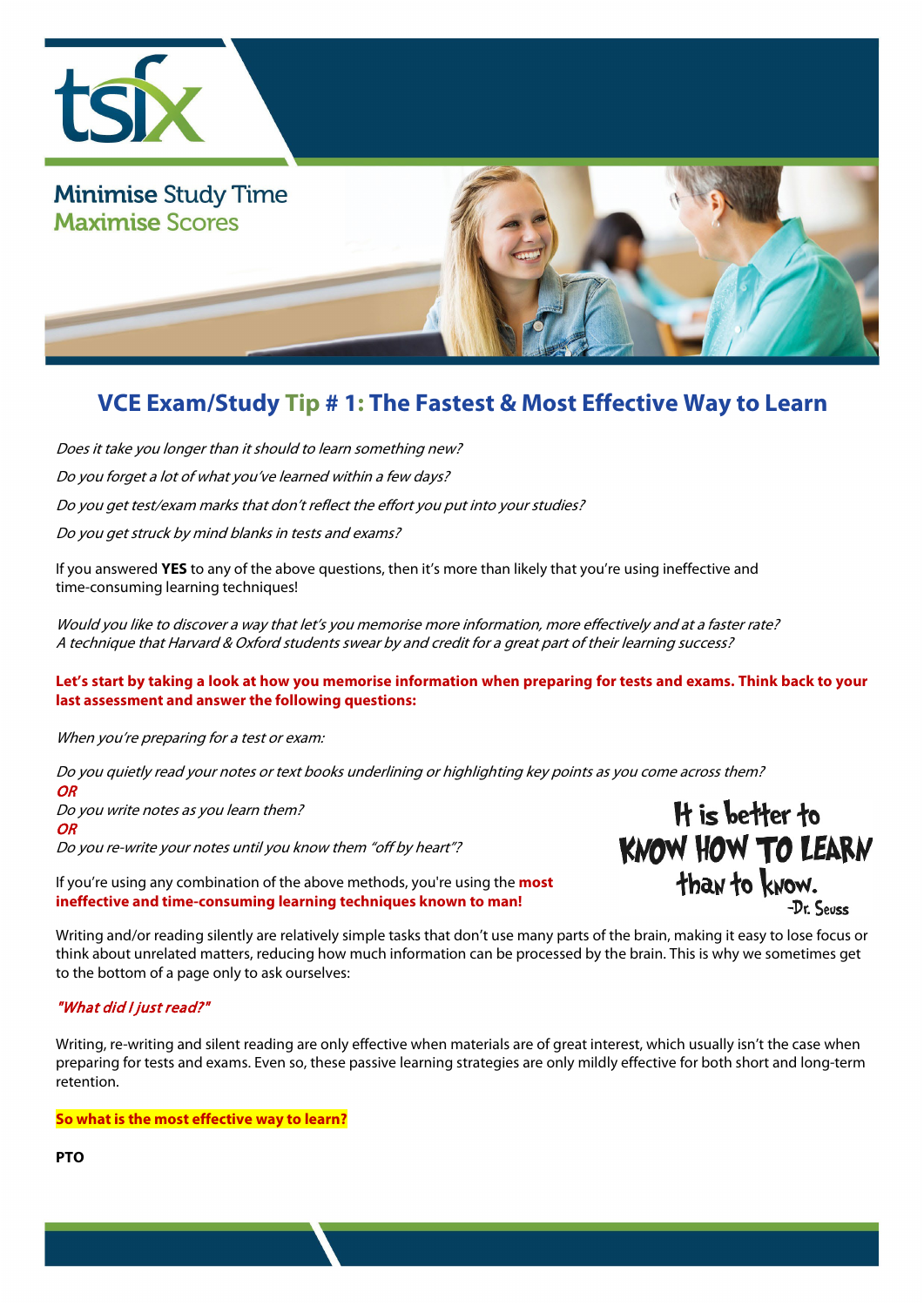Minimise Study Time
Maximise Scores

# VCE Exam/Study Tip # 1: The Fastest & Most Effective Way to Learn

*Does it take you longer than it should to learn something new?*

*Do you forget a lot of what you've learned within a few days?*

*Do you get test/exam marks that don't reflect the effort you put into your studies?*

*Do you get struck by mind blanks in tests and exams?*

If you answered **YES** to any of the above questions, then it's more than likely that you're using ineffective and time-consuming learning techniques!

*Would you like to discover a way that let's you memorise more information, more effectively and at a faster rate? A technique that Harvard & Oxford students swear by and credit for a great part of their learning success?*

**Let's start by taking a look at how you memorise information when preparing for tests and exams. Think back to your last assessment and answer the following questions:**

*When you're preparing for a test or exam:*

*Do you quietly read your notes or text books underlining or highlighting key points as you come across them?*
***OR***
*Do you write notes as you learn them?*
***OR***
*Do you re-write your notes until you know them "off by heart"?*

If you're using any combination of the above methods, you're using the **most ineffective and time-consuming learning techniques known to man!**

It is better to KNOW HOW TO LEARN than to know.
-Dr. Seuss

Writing and/or reading silently are relatively simple tasks that don't use many parts of the brain, making it easy to lose focus or think about unrelated matters, reducing how much information can be processed by the brain. This is why we sometimes get to the bottom of a page only to ask ourselves:

***"What did I just read?"***

Writing, re-writing and silent reading are only effective when materials are of great interest, which usually isn't the case when preparing for tests and exams. Even so, these passive learning strategies are only mildly effective for both short and long-term retention.

**So what is the most effective way to learn?**

**PTO**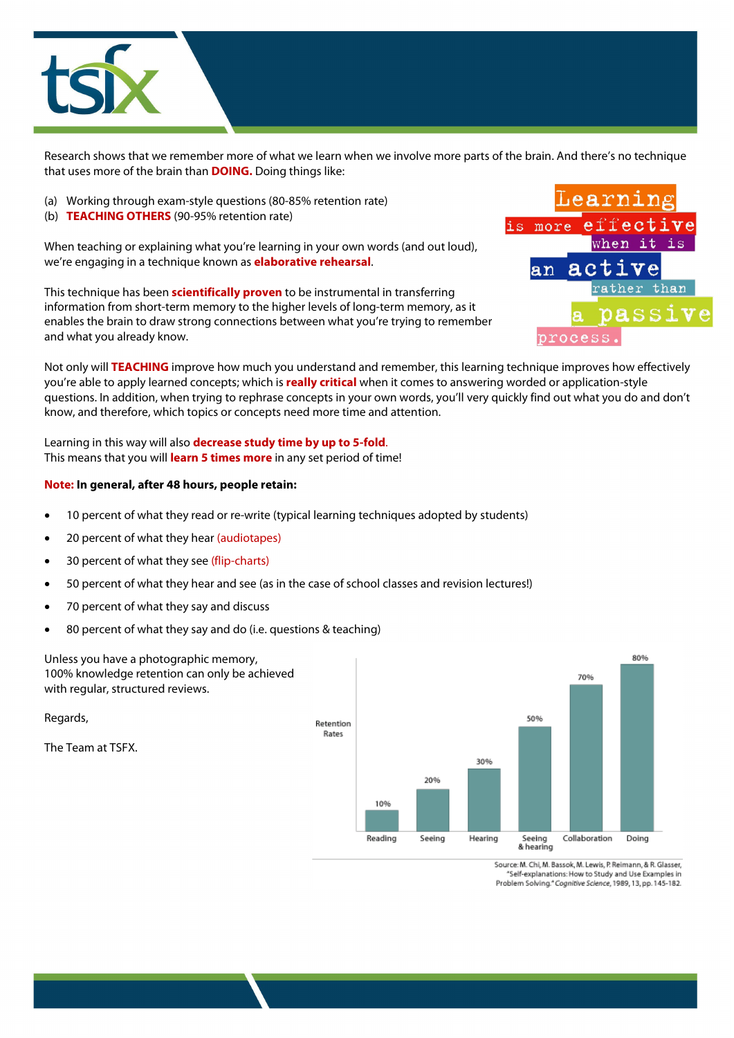Research shows that we remember more of what we learn when we involve more parts of the brain. And there's no technique that uses more of the brain than **DOING.** Doing things like:

(a) Working through exam-style questions (80-85% retention rate)
(b) **TEACHING OTHERS** (90-95% retention rate)

Learning is more effective when it is an active rather than a passive process.

When teaching or explaining what you're learning in your own words (and out loud), we're engaging in a technique known as **elaborative rehearsal**.

This technique has been **scientifically proven** to be instrumental in transferring information from short-term memory to the higher levels of long-term memory, as it enables the brain to draw strong connections between what you're trying to remember and what you already know.

Not only will **TEACHING** improve how much you understand and remember, this learning technique improves how effectively you're able to apply learned concepts; which is **really critical** when it comes to answering worded or application-style questions. In addition, when trying to rephrase concepts in your own words, you'll very quickly find out what you do and don't know, and therefore, which topics or concepts need more time and attention.

Learning in this way will also **decrease study time by up to 5-fold**.
This means that you will **learn 5 times more** in any set period of time!

**Note: In general, after 48 hours, people retain:**

- 10 percent of what they read or re-write (typical learning techniques adopted by students)
- 20 percent of what they hear (audiotapes)
- 30 percent of what they see (flip-charts)
- 50 percent of what they hear and see (as in the case of school classes and revision lectures!)
- 70 percent of what they say and discuss
- 80 percent of what they say and do (i.e. questions & teaching)

Unless you have a photographic memory, 100% knowledge retention can only be achieved with regular, structured reviews.

Regards,

The Team at TSFX.

Retention Rates

10% Reading
20% Seeing
30% Hearing
50% Seeing & hearing
70% Collaboration
80% Doing

Source: M. Chi, M. Bassok, M. Lewis, P. Reimann, & R. Glasser, "Self-explanations: How to Study and Use Examples in Problem Solving." *Cognitive Science*, 1989, 13, pp. 145-182.